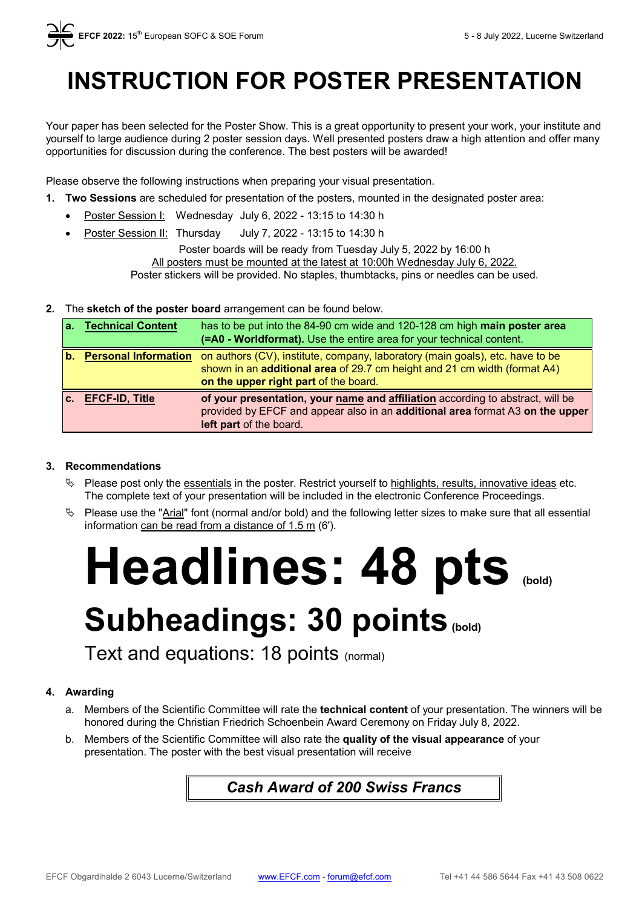# INSTRUCTION FOR POSTER PRESENTATION

Your paper has been selected for the Poster Show. This is a great opportunity to present your work, your institute and yourself to large audience during 2 poster session days. Well presented posters draw a high attention and offer many opportunities for discussion during the conference. The best posters will be awarded!

Please observe the following instructions when preparing your visual presentation.

1. **Two Sessions** are scheduled for presentation of the posters, mounted in the designated poster area:
   - Poster Session I: Wednesday July 6, 2022 - 13:15 to 14:30 h
   - Poster Session II: Thursday July 7, 2022 - 13:15 to 14:30 h

   Poster boards will be ready from Tuesday July 5, 2022 by 16:00 h
   All posters must be mounted at the latest at 10:00h Wednesday July 6, 2022.
   Poster stickers will be provided. No staples, thumbtacks, pins or needles can be used.

2. The **sketch of the poster board** arrangement can be found below.

| | |
|---|---|
| **a. Technical Content** | has to be put into the 84-90 cm wide and 120-128 cm high **main poster area (=A0 - Worldformat).** Use the entire area for your technical content. |
| **b. Personal Information** | on authors (CV), institute, company, laboratory (main goals), etc. have to be shown in an **additional area** of 29.7 cm height and 21 cm width (format A4) **on the upper right part** of the board. |
| **c. EFCF-ID, Title** | **of your presentation, your name and affiliation** according to abstract, will be provided by EFCF and appear also in an **additional area** format A3 **on the upper left part** of the board. |

3. **Recommendations**
   - Please post only the essentials in the poster. Restrict yourself to highlights, results, innovative ideas etc. The complete text of your presentation will be included in the electronic Conference Proceedings.
   - Please use the "Arial" font (normal and/or bold) and the following letter sizes to make sure that all essential information can be read from a distance of 1.5 m (6').

# Headlines: 48 pts (bold)

## Subheadings: 30 points (bold)

Text and equations: 18 points (normal)

4. **Awarding**
   a. Members of the Scientific Committee will rate the **technical content** of your presentation. The winners will be honored during the Christian Friedrich Schoenbein Award Ceremony on Friday July 8, 2022.
   b. Members of the Scientific Committee will also rate the **quality of the visual appearance** of your presentation. The poster with the best visual presentation will receive

***Cash Award of 200 Swiss Francs***

EFCF Obgardihalde 2 6043 Lucerne/Switzerland www.EFCF.com - forum@efcf.com Tel +41 44 586 5644 Fax +41 43 508 0622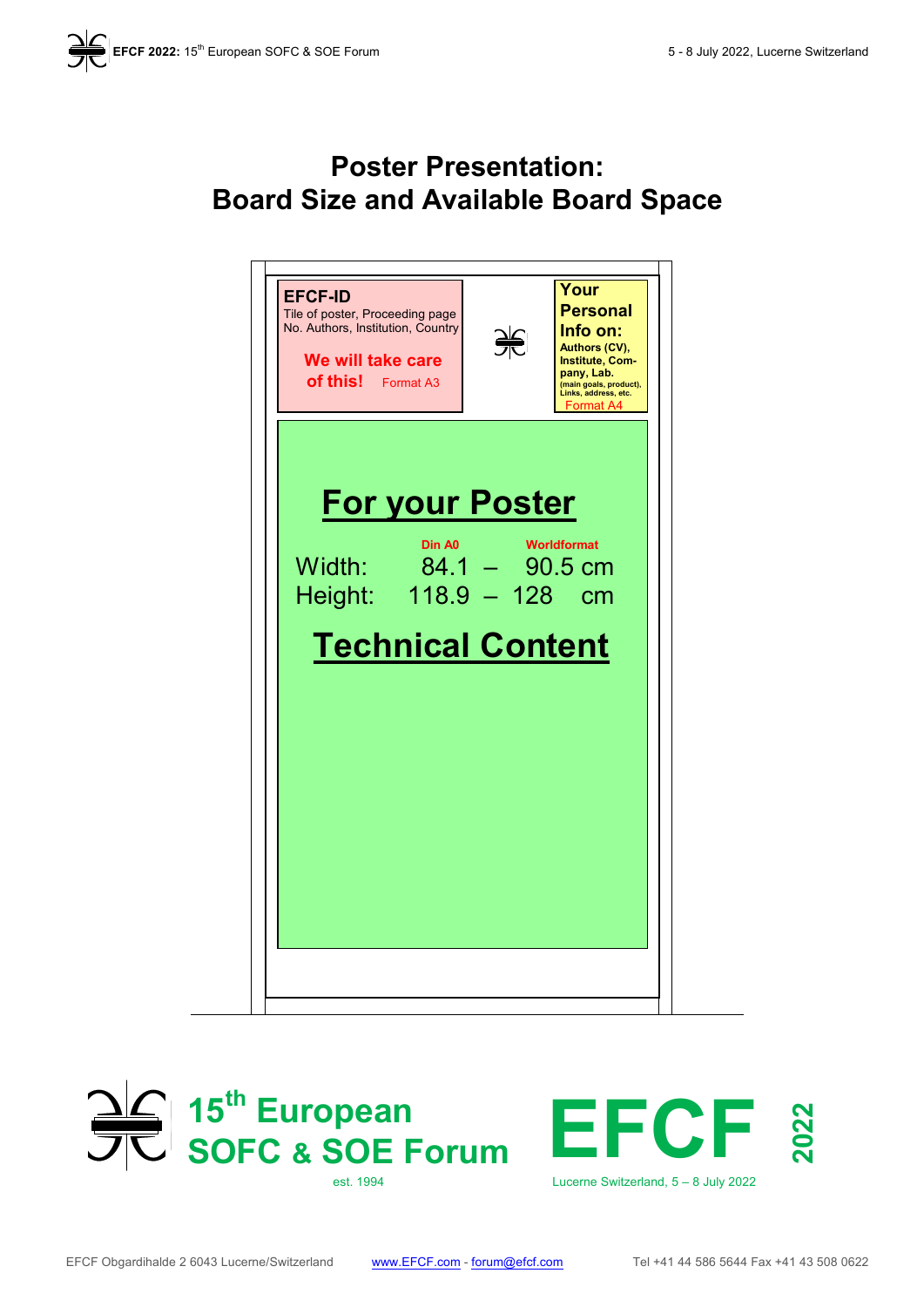# Poster Presentation: Board Size and Available Board Space

**EFCF-ID**
Tile of poster, Proceeding page No. Authors, Institution, Country

**We will take care of this!** Format A3

**Your Personal Info on:**
**Authors (CV), Institute, Company, Lab.**
(main goals, product), Links, address, etc.
Format A4

## For your Poster

| | Din A0 | | Worldformat |
|---|---|---|---|
| Width: | 84.1 | – | 90.5 cm |
| Height: | 118.9 | – | 128 cm |

## Technical Content

**15th European SOFC & SOE Forum**
est. 1994

**EFCF 2022**
Lucerne Switzerland, 5 – 8 July 2022

EFCF Obgardihalde 2 6043 Lucerne/Switzerland www.EFCF.com - forum@efcf.com Tel +41 44 586 5644 Fax +41 43 508 0622